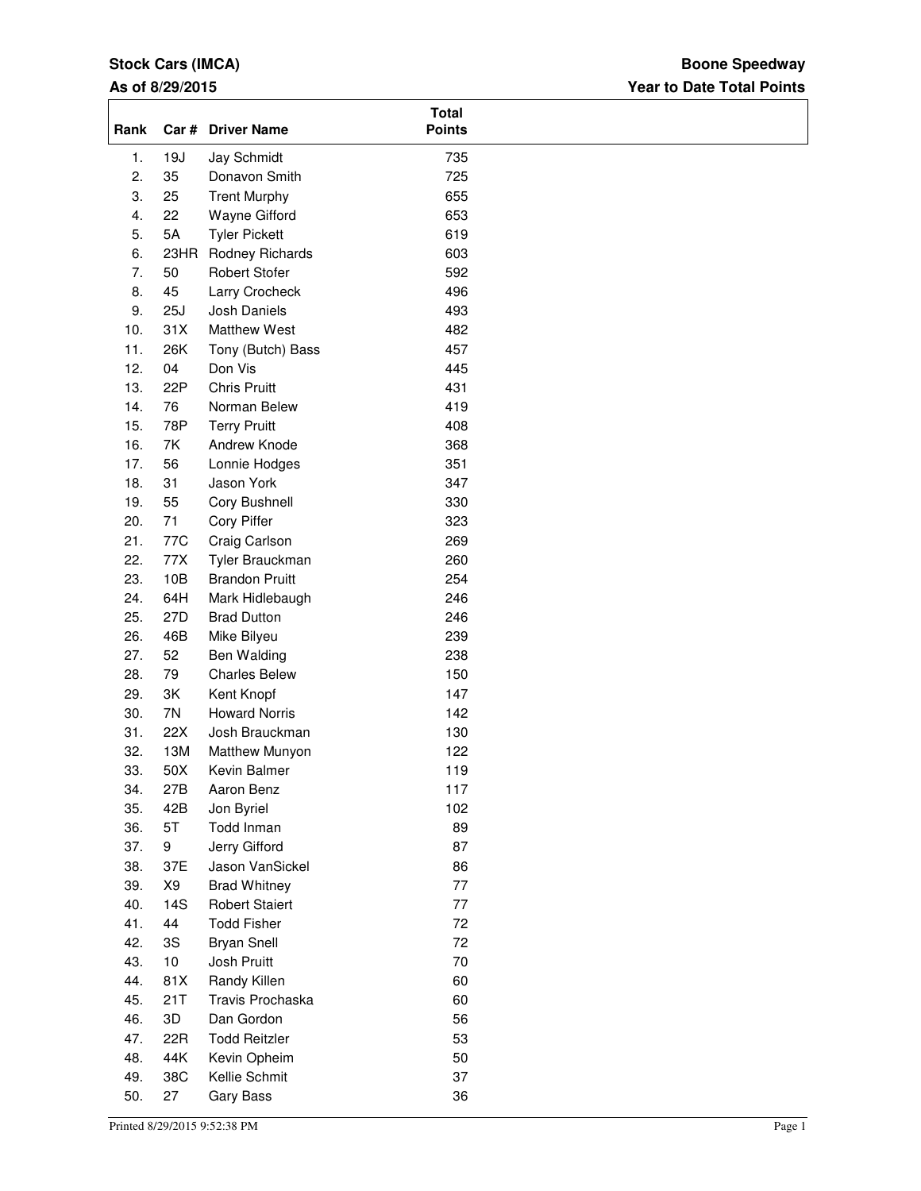**Stock Cars (IMCA)**

**As of 8/29/2015**

**Boone Speedway**

**Year to Date Total Points**

| Rank | Car # | Driver Name | Total Points |
|---|---|---|---|
| 1. | 19J | Jay Schmidt | 735 |
| 2. | 35 | Donavon Smith | 725 |
| 3. | 25 | Trent Murphy | 655 |
| 4. | 22 | Wayne Gifford | 653 |
| 5. | 5A | Tyler Pickett | 619 |
| 6. | 23HR | Rodney Richards | 603 |
| 7. | 50 | Robert Stofer | 592 |
| 8. | 45 | Larry Crocheck | 496 |
| 9. | 25J | Josh Daniels | 493 |
| 10. | 31X | Matthew West | 482 |
| 11. | 26K | Tony (Butch) Bass | 457 |
| 12. | 04 | Don Vis | 445 |
| 13. | 22P | Chris Pruitt | 431 |
| 14. | 76 | Norman Belew | 419 |
| 15. | 78P | Terry Pruitt | 408 |
| 16. | 7K | Andrew Knode | 368 |
| 17. | 56 | Lonnie Hodges | 351 |
| 18. | 31 | Jason York | 347 |
| 19. | 55 | Cory Bushnell | 330 |
| 20. | 71 | Cory Piffer | 323 |
| 21. | 77C | Craig Carlson | 269 |
| 22. | 77X | Tyler Brauckman | 260 |
| 23. | 10B | Brandon Pruitt | 254 |
| 24. | 64H | Mark Hidlebaugh | 246 |
| 25. | 27D | Brad Dutton | 246 |
| 26. | 46B | Mike Bilyeu | 239 |
| 27. | 52 | Ben Walding | 238 |
| 28. | 79 | Charles Belew | 150 |
| 29. | 3K | Kent Knopf | 147 |
| 30. | 7N | Howard Norris | 142 |
| 31. | 22X | Josh Brauckman | 130 |
| 32. | 13M | Matthew Munyon | 122 |
| 33. | 50X | Kevin Balmer | 119 |
| 34. | 27B | Aaron Benz | 117 |
| 35. | 42B | Jon Byriel | 102 |
| 36. | 5T | Todd Inman | 89 |
| 37. | 9 | Jerry Gifford | 87 |
| 38. | 37E | Jason VanSickel | 86 |
| 39. | X9 | Brad Whitney | 77 |
| 40. | 14S | Robert Staiert | 77 |
| 41. | 44 | Todd Fisher | 72 |
| 42. | 3S | Bryan Snell | 72 |
| 43. | 10 | Josh Pruitt | 70 |
| 44. | 81X | Randy Killen | 60 |
| 45. | 21T | Travis Prochaska | 60 |
| 46. | 3D | Dan Gordon | 56 |
| 47. | 22R | Todd Reitzler | 53 |
| 48. | 44K | Kevin Opheim | 50 |
| 49. | 38C | Kellie Schmit | 37 |
| 50. | 27 | Gary Bass | 36 |

Printed 8/29/2015 9:52:38 PM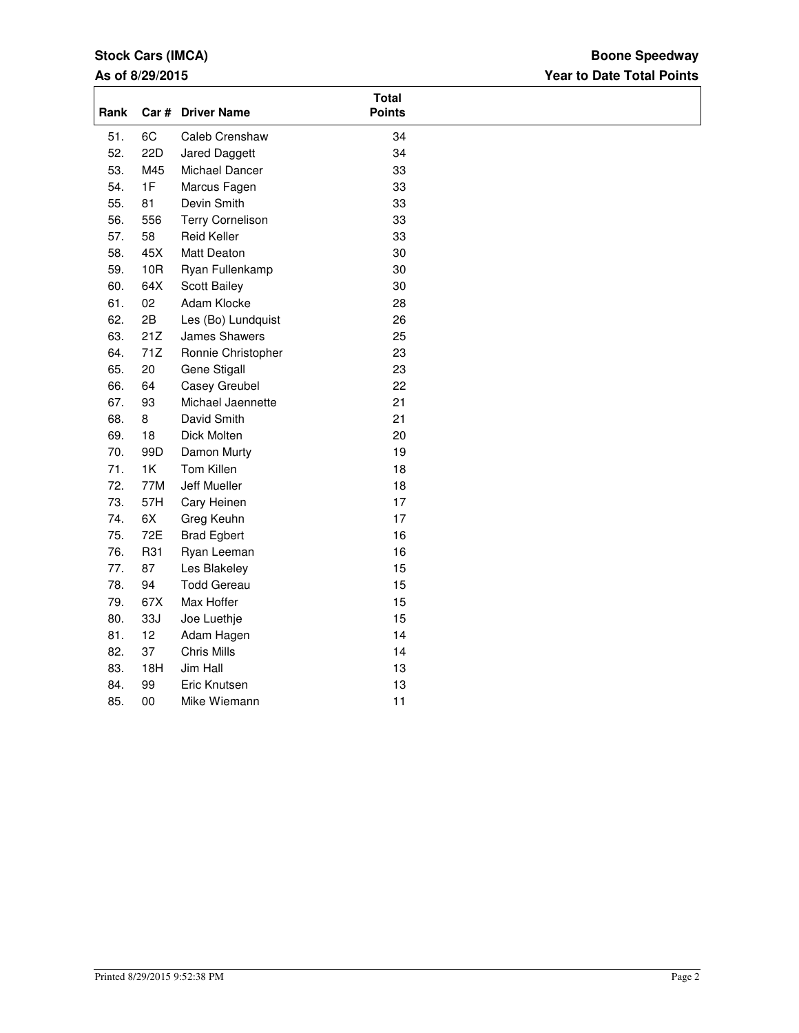**Stock Cars (IMCA)**

**As of 8/29/2015**

**Boone Speedway**

**Year to Date Total Points**

| Rank | Car # | Driver Name | Total Points |
|---|---|---|---|
| 51. | 6C | Caleb Crenshaw | 34 |
| 52. | 22D | Jared Daggett | 34 |
| 53. | M45 | Michael Dancer | 33 |
| 54. | 1F | Marcus Fagen | 33 |
| 55. | 81 | Devin Smith | 33 |
| 56. | 556 | Terry Cornelison | 33 |
| 57. | 58 | Reid Keller | 33 |
| 58. | 45X | Matt Deaton | 30 |
| 59. | 10R | Ryan Fullenkamp | 30 |
| 60. | 64X | Scott Bailey | 30 |
| 61. | 02 | Adam Klocke | 28 |
| 62. | 2B | Les (Bo) Lundquist | 26 |
| 63. | 21Z | James Shawers | 25 |
| 64. | 71Z | Ronnie Christopher | 23 |
| 65. | 20 | Gene Stigall | 23 |
| 66. | 64 | Casey Greubel | 22 |
| 67. | 93 | Michael Jaennette | 21 |
| 68. | 8 | David Smith | 21 |
| 69. | 18 | Dick Molten | 20 |
| 70. | 99D | Damon Murty | 19 |
| 71. | 1K | Tom Killen | 18 |
| 72. | 77M | Jeff Mueller | 18 |
| 73. | 57H | Cary Heinen | 17 |
| 74. | 6X | Greg Keuhn | 17 |
| 75. | 72E | Brad Egbert | 16 |
| 76. | R31 | Ryan Leeman | 16 |
| 77. | 87 | Les Blakeley | 15 |
| 78. | 94 | Todd Gereau | 15 |
| 79. | 67X | Max Hoffer | 15 |
| 80. | 33J | Joe Luethje | 15 |
| 81. | 12 | Adam Hagen | 14 |
| 82. | 37 | Chris Mills | 14 |
| 83. | 18H | Jim Hall | 13 |
| 84. | 99 | Eric Knutsen | 13 |
| 85. | 00 | Mike Wiemann | 11 |

Printed 8/29/2015 9:52:38 PM